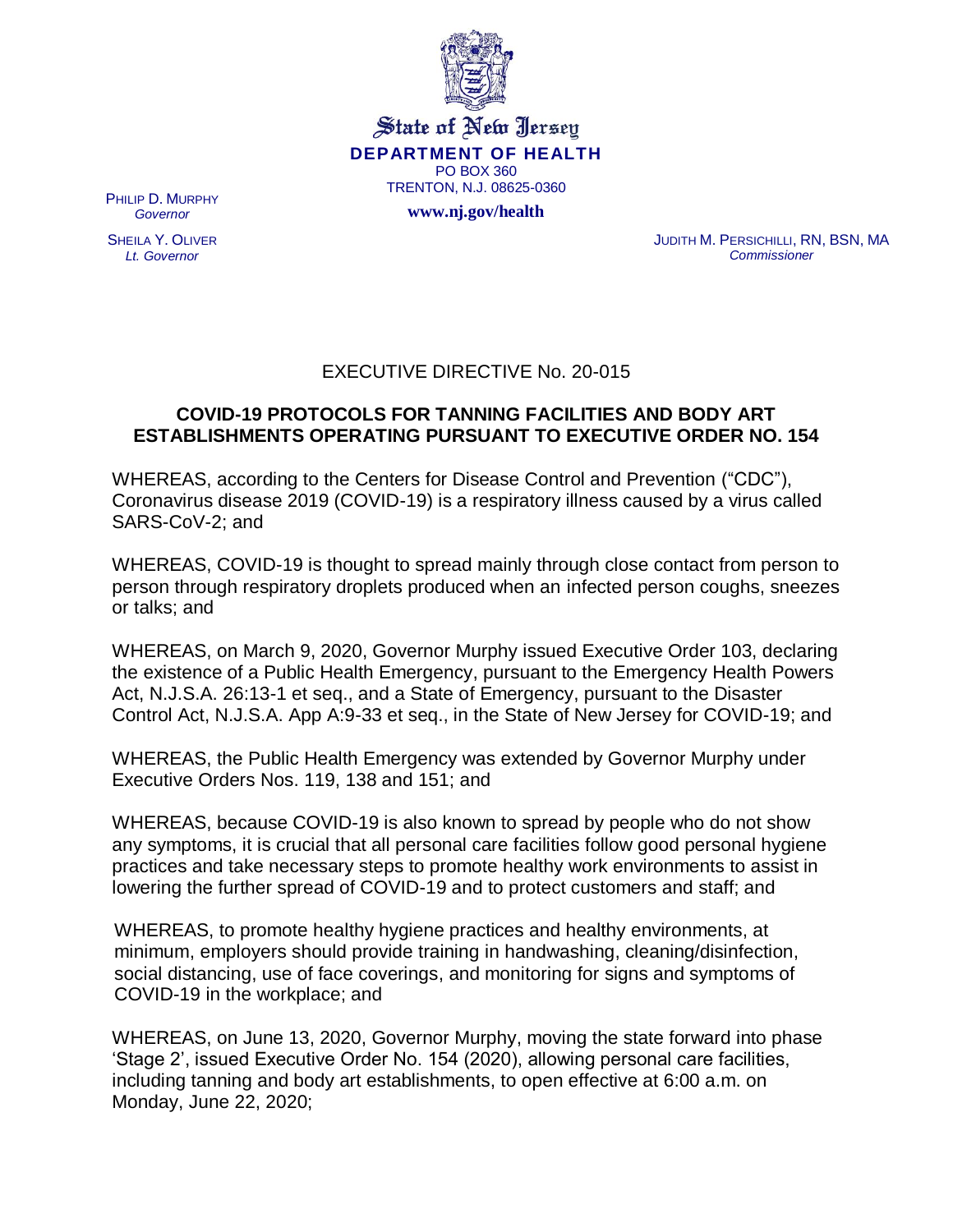State of New Jersey
**DEPARTMENT OF HEALTH**
PO BOX 360
TRENTON, N.J. 08625-0360
**www.nj.gov/health**

PHILIP D. MURPHY
*Governor*

SHEILA Y. OLIVER
*Lt. Governor*

JUDITH M. PERSICHILLI, RN, BSN, MA
*Commissioner*

EXECUTIVE DIRECTIVE No. 20-015

**COVID-19 PROTOCOLS FOR TANNING FACILITIES AND BODY ART ESTABLISHMENTS OPERATING PURSUANT TO EXECUTIVE ORDER NO. 154**

WHEREAS, according to the Centers for Disease Control and Prevention ("CDC"), Coronavirus disease 2019 (COVID-19) is a respiratory illness caused by a virus called SARS-CoV-2; and

WHEREAS, COVID-19 is thought to spread mainly through close contact from person to person through respiratory droplets produced when an infected person coughs, sneezes or talks; and

WHEREAS, on March 9, 2020, Governor Murphy issued Executive Order 103, declaring the existence of a Public Health Emergency, pursuant to the Emergency Health Powers Act, N.J.S.A. 26:13-1 et seq., and a State of Emergency, pursuant to the Disaster Control Act, N.J.S.A. App A:9-33 et seq., in the State of New Jersey for COVID-19; and

WHEREAS, the Public Health Emergency was extended by Governor Murphy under Executive Orders Nos. 119, 138 and 151; and

WHEREAS, because COVID-19 is also known to spread by people who do not show any symptoms, it is crucial that all personal care facilities follow good personal hygiene practices and take necessary steps to promote healthy work environments to assist in lowering the further spread of COVID-19 and to protect customers and staff; and

WHEREAS, to promote healthy hygiene practices and healthy environments, at minimum, employers should provide training in handwashing, cleaning/disinfection, social distancing, use of face coverings, and monitoring for signs and symptoms of COVID-19 in the workplace; and

WHEREAS, on June 13, 2020, Governor Murphy, moving the state forward into phase 'Stage 2', issued Executive Order No. 154 (2020), allowing personal care facilities, including tanning and body art establishments, to open effective at 6:00 a.m. on Monday, June 22, 2020;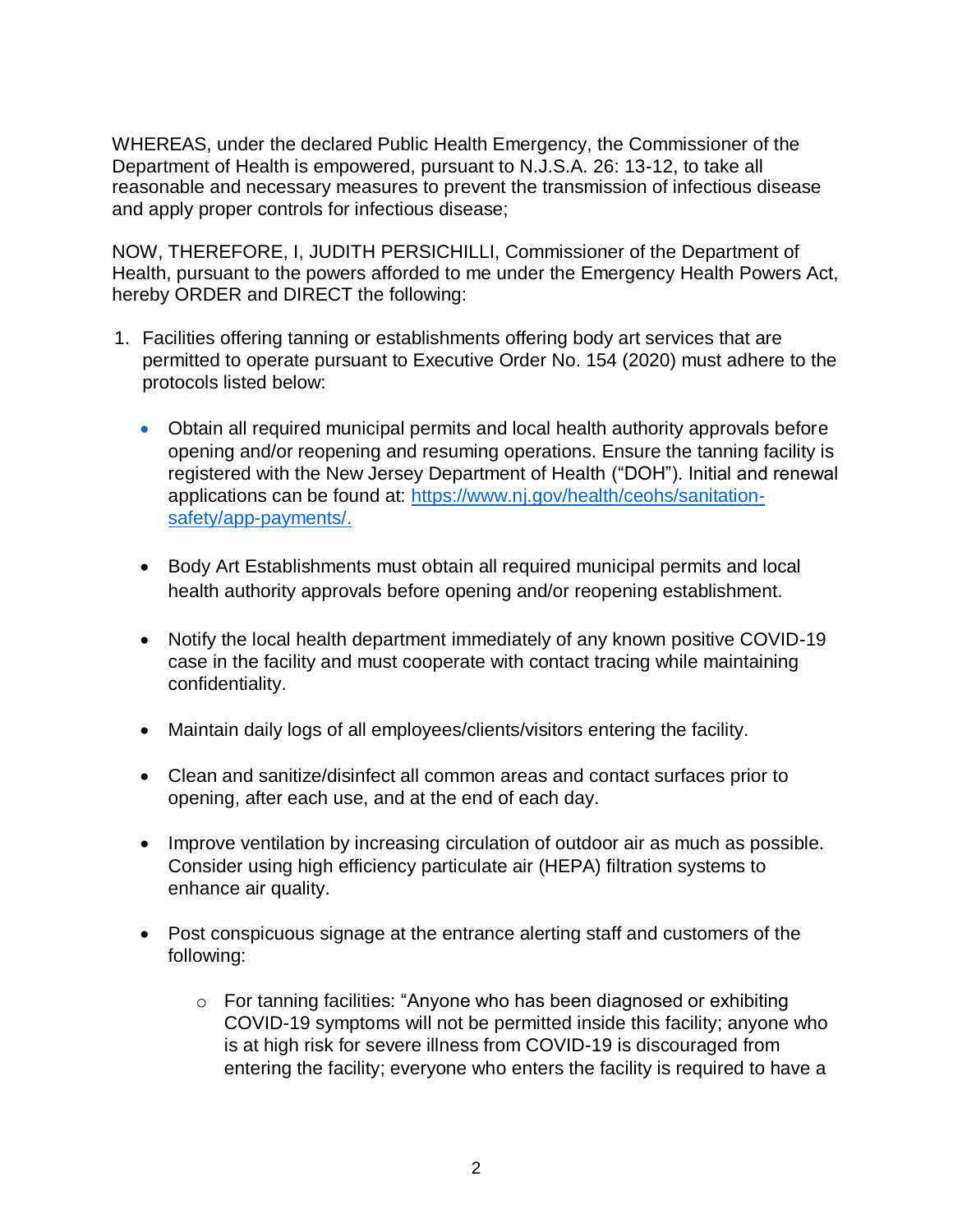WHEREAS, under the declared Public Health Emergency, the Commissioner of the Department of Health is empowered, pursuant to N.J.S.A. 26: 13-12, to take all reasonable and necessary measures to prevent the transmission of infectious disease and apply proper controls for infectious disease;

NOW, THEREFORE, I, JUDITH PERSICHILLI, Commissioner of the Department of Health, pursuant to the powers afforded to me under the Emergency Health Powers Act, hereby ORDER and DIRECT the following:

1. Facilities offering tanning or establishments offering body art services that are permitted to operate pursuant to Executive Order No. 154 (2020) must adhere to the protocols listed below:

   - Obtain all required municipal permits and local health authority approvals before opening and/or reopening and resuming operations. Ensure the tanning facility is registered with the New Jersey Department of Health ("DOH"). Initial and renewal applications can be found at: [https://www.nj.gov/health/ceohs/sanitation-safety/app-payments/.](https://www.nj.gov/health/ceohs/sanitation-safety/app-payments/)

   - Body Art Establishments must obtain all required municipal permits and local health authority approvals before opening and/or reopening establishment.

   - Notify the local health department immediately of any known positive COVID-19 case in the facility and must cooperate with contact tracing while maintaining confidentiality.

   - Maintain daily logs of all employees/clients/visitors entering the facility.

   - Clean and sanitize/disinfect all common areas and contact surfaces prior to opening, after each use, and at the end of each day.

   - Improve ventilation by increasing circulation of outdoor air as much as possible. Consider using high efficiency particulate air (HEPA) filtration systems to enhance air quality.

   - Post conspicuous signage at the entrance alerting staff and customers of the following:

     - For tanning facilities: "Anyone who has been diagnosed or exhibiting COVID-19 symptoms will not be permitted inside this facility; anyone who is at high risk for severe illness from COVID-19 is discouraged from entering the facility; everyone who enters the facility is required to have a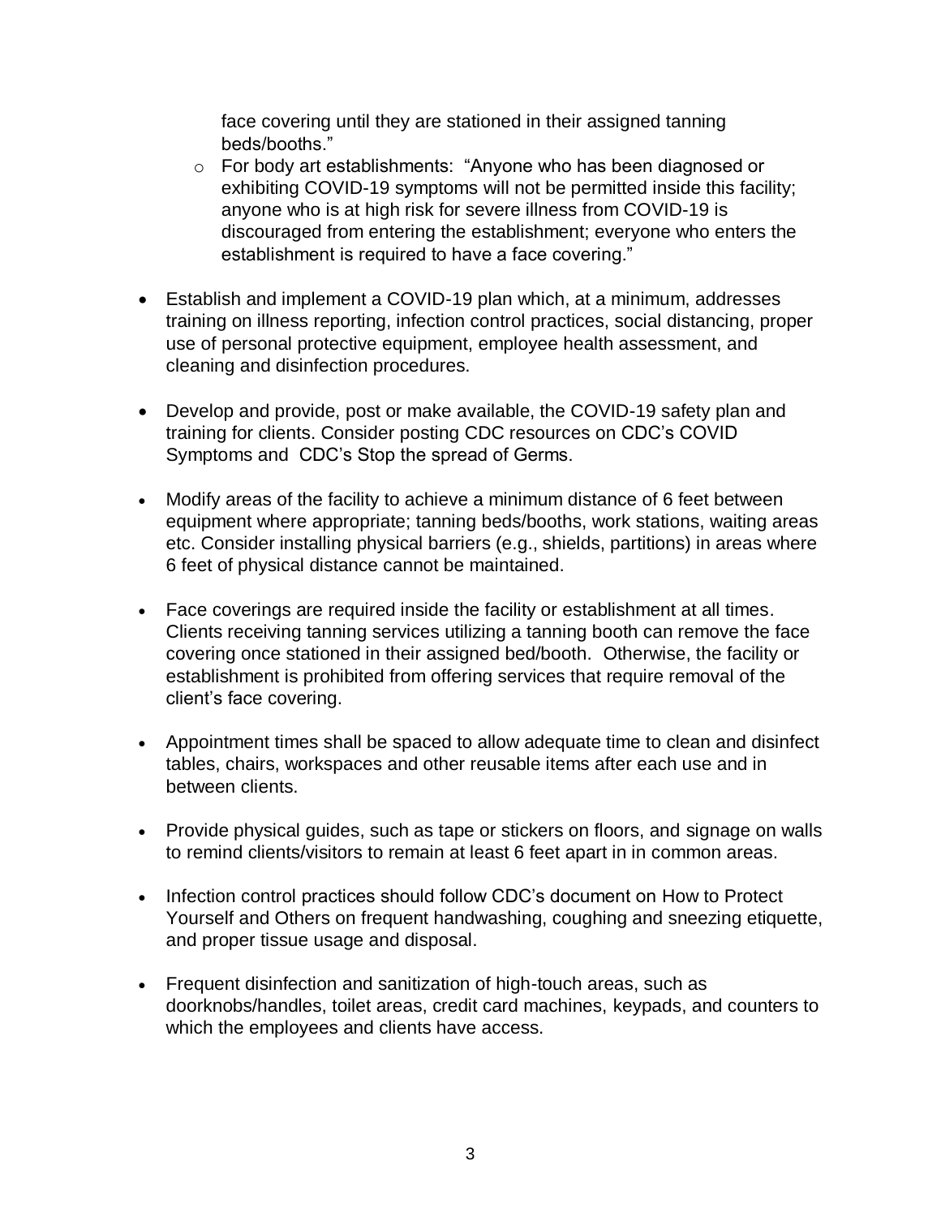face covering until they are stationed in their assigned tanning beds/booths."

  - For body art establishments: "Anyone who has been diagnosed or exhibiting COVID-19 symptoms will not be permitted inside this facility; anyone who is at high risk for severe illness from COVID-19 is discouraged from entering the establishment; everyone who enters the establishment is required to have a face covering."

- Establish and implement a COVID-19 plan which, at a minimum, addresses training on illness reporting, infection control practices, social distancing, proper use of personal protective equipment, employee health assessment, and cleaning and disinfection procedures.

- Develop and provide, post or make available, the COVID-19 safety plan and training for clients. Consider posting CDC resources on CDC's COVID Symptoms and CDC's Stop the spread of Germs.

- Modify areas of the facility to achieve a minimum distance of 6 feet between equipment where appropriate; tanning beds/booths, work stations, waiting areas etc. Consider installing physical barriers (e.g., shields, partitions) in areas where 6 feet of physical distance cannot be maintained.

- Face coverings are required inside the facility or establishment at all times. Clients receiving tanning services utilizing a tanning booth can remove the face covering once stationed in their assigned bed/booth. Otherwise, the facility or establishment is prohibited from offering services that require removal of the client's face covering.

- Appointment times shall be spaced to allow adequate time to clean and disinfect tables, chairs, workspaces and other reusable items after each use and in between clients.

- Provide physical guides, such as tape or stickers on floors, and signage on walls to remind clients/visitors to remain at least 6 feet apart in in common areas.

- Infection control practices should follow CDC's document on How to Protect Yourself and Others on frequent handwashing, coughing and sneezing etiquette, and proper tissue usage and disposal.

- Frequent disinfection and sanitization of high-touch areas, such as doorknobs/handles, toilet areas, credit card machines, keypads, and counters to which the employees and clients have access.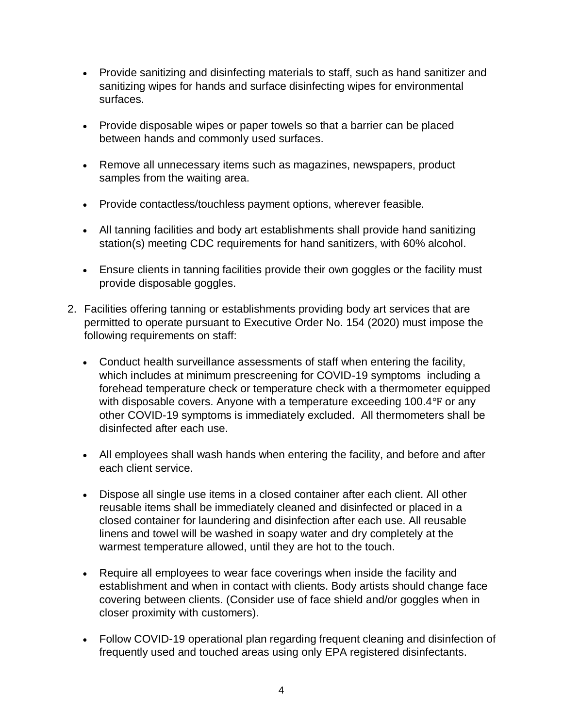- Provide sanitizing and disinfecting materials to staff, such as hand sanitizer and sanitizing wipes for hands and surface disinfecting wipes for environmental surfaces.

- Provide disposable wipes or paper towels so that a barrier can be placed between hands and commonly used surfaces.

- Remove all unnecessary items such as magazines, newspapers, product samples from the waiting area.

- Provide contactless/touchless payment options, wherever feasible.

- All tanning facilities and body art establishments shall provide hand sanitizing station(s) meeting CDC requirements for hand sanitizers, with 60% alcohol.

- Ensure clients in tanning facilities provide their own goggles or the facility must provide disposable goggles.

2. Facilities offering tanning or establishments providing body art services that are permitted to operate pursuant to Executive Order No. 154 (2020) must impose the following requirements on staff:

   - Conduct health surveillance assessments of staff when entering the facility, which includes at minimum prescreening for COVID-19 symptoms including a forehead temperature check or temperature check with a thermometer equipped with disposable covers. Anyone with a temperature exceeding 100.4℉ or any other COVID-19 symptoms is immediately excluded. All thermometers shall be disinfected after each use.

   - All employees shall wash hands when entering the facility, and before and after each client service.

   - Dispose all single use items in a closed container after each client. All other reusable items shall be immediately cleaned and disinfected or placed in a closed container for laundering and disinfection after each use. All reusable linens and towel will be washed in soapy water and dry completely at the warmest temperature allowed, until they are hot to the touch.

   - Require all employees to wear face coverings when inside the facility and establishment and when in contact with clients. Body artists should change face covering between clients. (Consider use of face shield and/or goggles when in closer proximity with customers).

   - Follow COVID-19 operational plan regarding frequent cleaning and disinfection of frequently used and touched areas using only EPA registered disinfectants.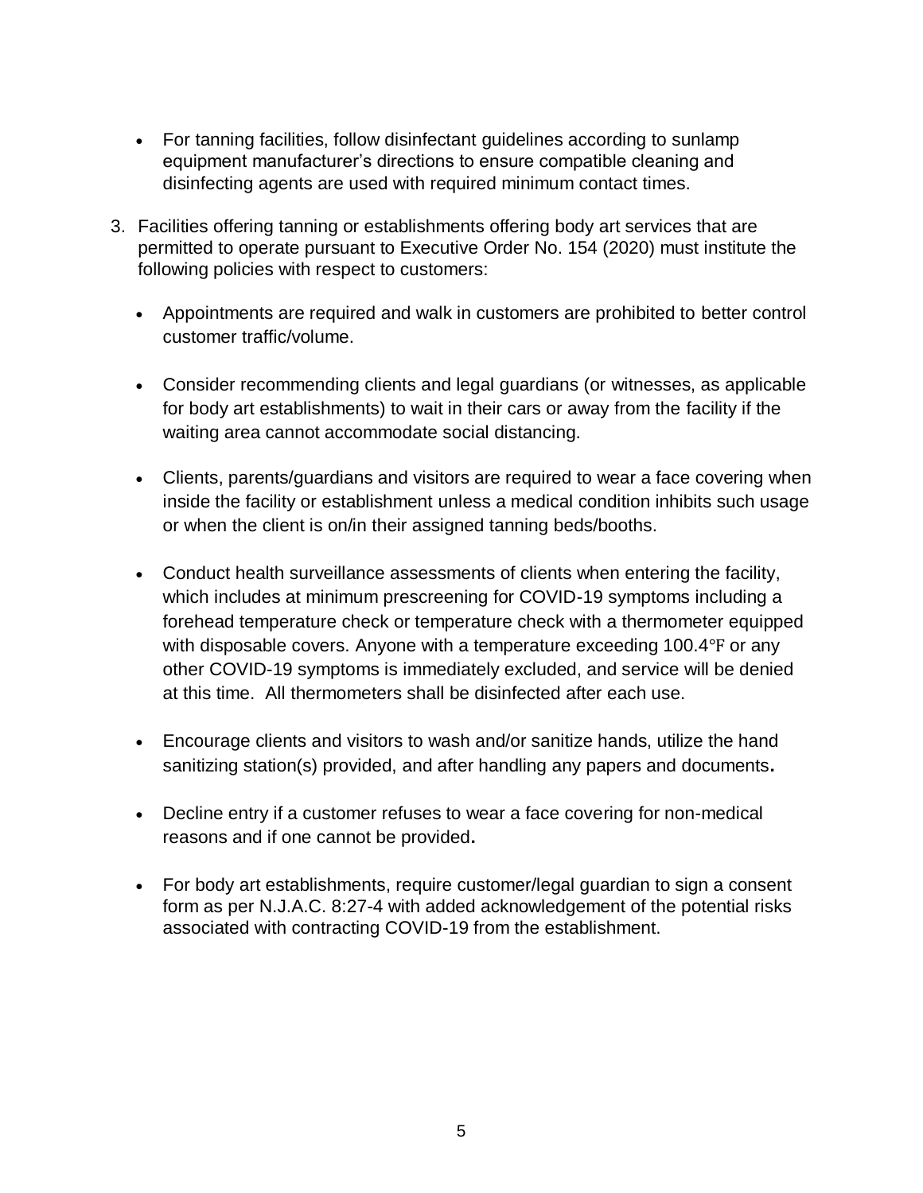- For tanning facilities, follow disinfectant guidelines according to sunlamp equipment manufacturer's directions to ensure compatible cleaning and disinfecting agents are used with required minimum contact times.

3. Facilities offering tanning or establishments offering body art services that are permitted to operate pursuant to Executive Order No. 154 (2020) must institute the following policies with respect to customers:

   - Appointments are required and walk in customers are prohibited to better control customer traffic/volume.

   - Consider recommending clients and legal guardians (or witnesses, as applicable for body art establishments) to wait in their cars or away from the facility if the waiting area cannot accommodate social distancing.

   - Clients, parents/guardians and visitors are required to wear a face covering when inside the facility or establishment unless a medical condition inhibits such usage or when the client is on/in their assigned tanning beds/booths.

   - Conduct health surveillance assessments of clients when entering the facility, which includes at minimum prescreening for COVID-19 symptoms including a forehead temperature check or temperature check with a thermometer equipped with disposable covers. Anyone with a temperature exceeding 100.4℉ or any other COVID-19 symptoms is immediately excluded, and service will be denied at this time. All thermometers shall be disinfected after each use.

   - Encourage clients and visitors to wash and/or sanitize hands, utilize the hand sanitizing station(s) provided, and after handling any papers and documents**.**

   - Decline entry if a customer refuses to wear a face covering for non-medical reasons and if one cannot be provided**.**

   - For body art establishments, require customer/legal guardian to sign a consent form as per N.J.A.C. 8:27-4 with added acknowledgement of the potential risks associated with contracting COVID-19 from the establishment.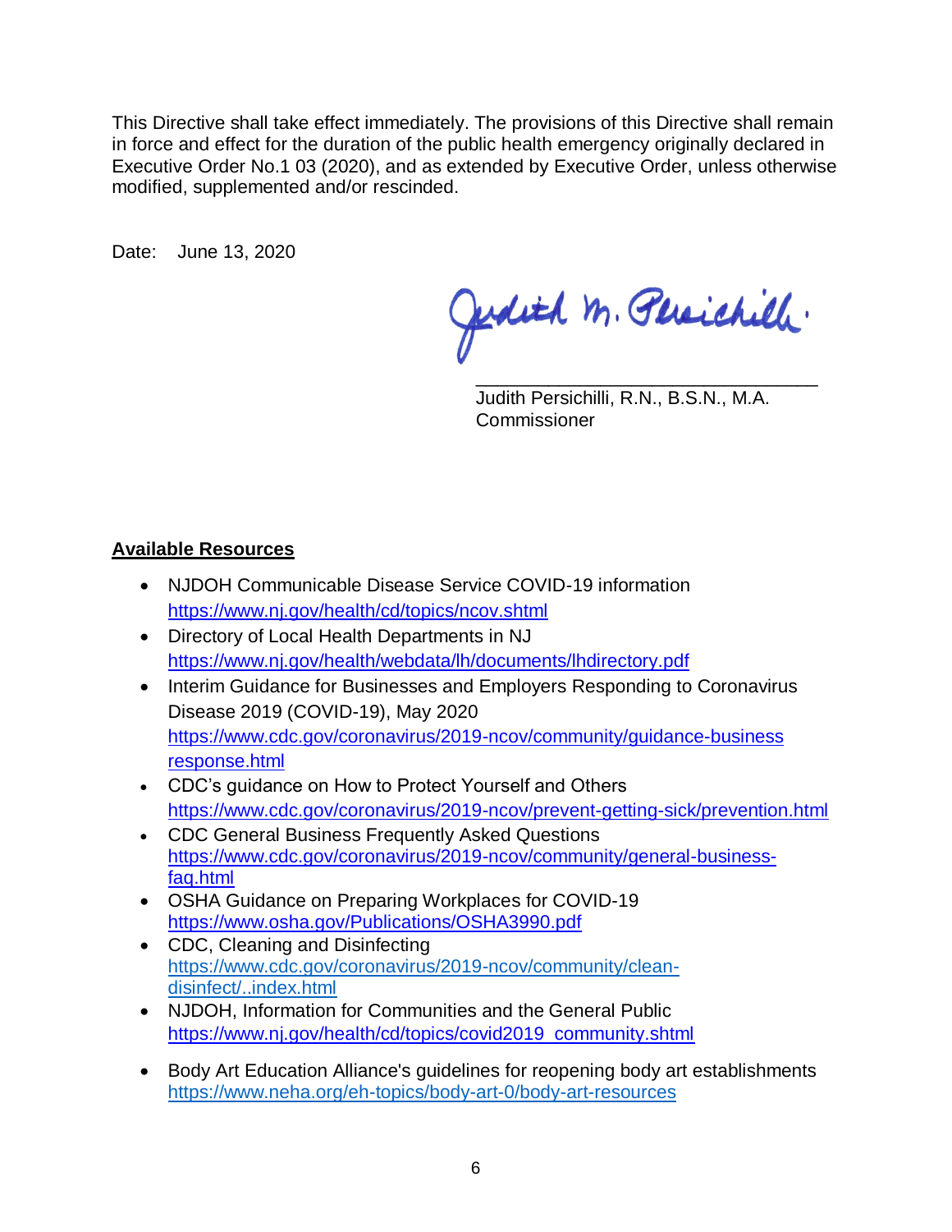This Directive shall take effect immediately. The provisions of this Directive shall remain in force and effect for the duration of the public health emergency originally declared in Executive Order No.1 03 (2020), and as extended by Executive Order, unless otherwise modified, supplemented and/or rescinded.

Date: June 13, 2020

Judith M. Persichilli

\_\_\_\_\_\_\_\_\_\_\_\_\_\_\_\_\_\_\_\_\_\_\_\_\_\_\_\_\_\_\_\_\_\_
Judith Persichilli, R.N., B.S.N., M.A.
Commissioner

**Available Resources**

- NJDOH Communicable Disease Service COVID-19 information
  https://www.nj.gov/health/cd/topics/ncov.shtml
- Directory of Local Health Departments in NJ
  https://www.nj.gov/health/webdata/lh/documents/lhdirectory.pdf
- Interim Guidance for Businesses and Employers Responding to Coronavirus Disease 2019 (COVID-19), May 2020
  https://www.cdc.gov/coronavirus/2019-ncov/community/guidance-business response.html
- CDC's guidance on How to Protect Yourself and Others
  https://www.cdc.gov/coronavirus/2019-ncov/prevent-getting-sick/prevention.html
- CDC General Business Frequently Asked Questions
  https://www.cdc.gov/coronavirus/2019-ncov/community/general-business-faq.html
- OSHA Guidance on Preparing Workplaces for COVID-19
  https://www.osha.gov/Publications/OSHA3990.pdf
- CDC, Cleaning and Disinfecting
  https://www.cdc.gov/coronavirus/2019-ncov/community/clean-disinfect/..index.html
- NJDOH, Information for Communities and the General Public
  https://www.nj.gov/health/cd/topics/covid2019_community.shtml
- Body Art Education Alliance's guidelines for reopening body art establishments
  https://www.neha.org/eh-topics/body-art-0/body-art-resources